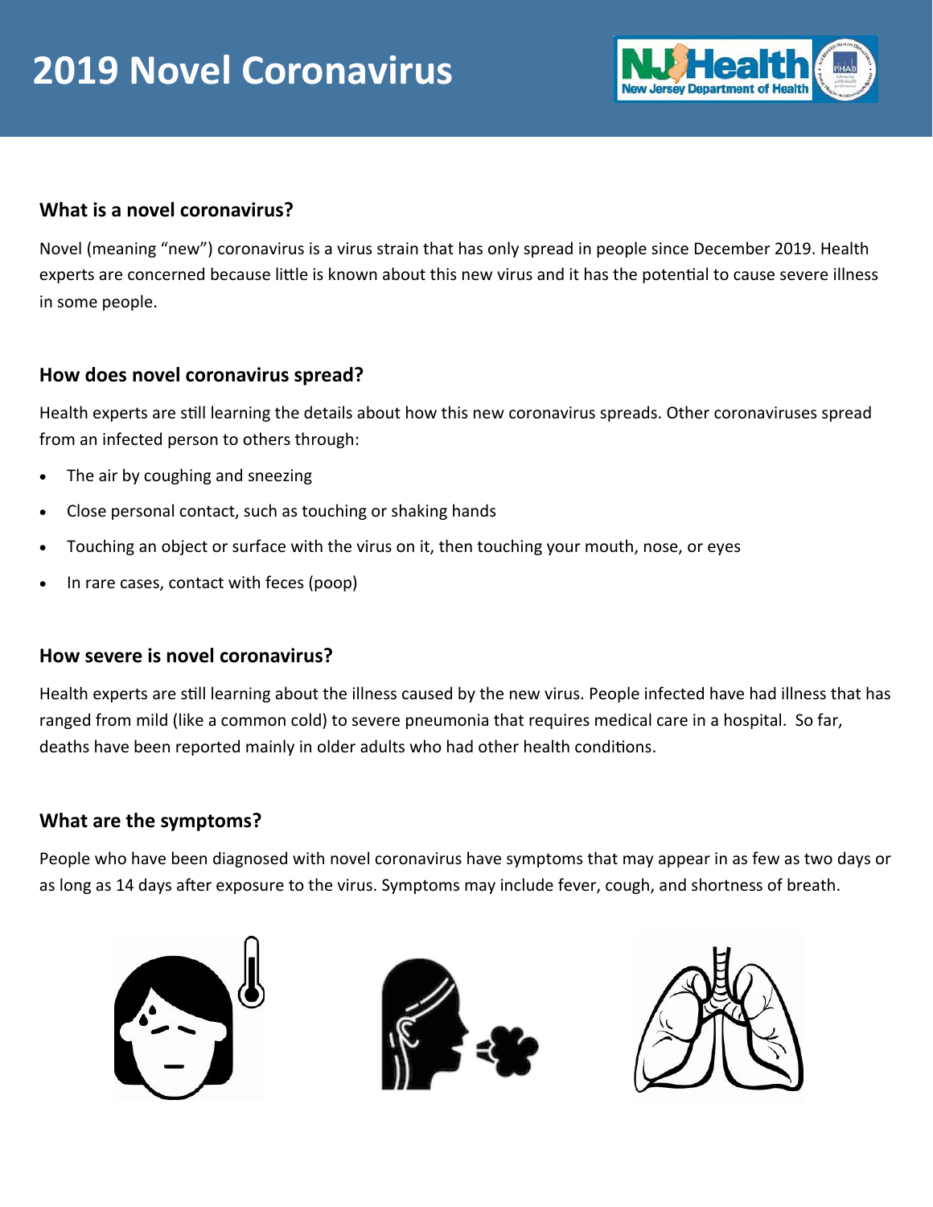# 2019 Novel Coronavirus

### What is a novel coronavirus?

Novel (meaning "new") coronavirus is a virus strain that has only spread in people since December 2019. Health experts are concerned because little is known about this new virus and it has the potential to cause severe illness in some people.

### How does novel coronavirus spread?

Health experts are still learning the details about how this new coronavirus spreads. Other coronaviruses spread from an infected person to others through:

- The air by coughing and sneezing
- Close personal contact, such as touching or shaking hands
- Touching an object or surface with the virus on it, then touching your mouth, nose, or eyes
- In rare cases, contact with feces (poop)

### How severe is novel coronavirus?

Health experts are still learning about the illness caused by the new virus. People infected have had illness that has ranged from mild (like a common cold) to severe pneumonia that requires medical care in a hospital. So far, deaths have been reported mainly in older adults who had other health conditions.

### What are the symptoms?

People who have been diagnosed with novel coronavirus have symptoms that may appear in as few as two days or as long as 14 days after exposure to the virus. Symptoms may include fever, cough, and shortness of breath.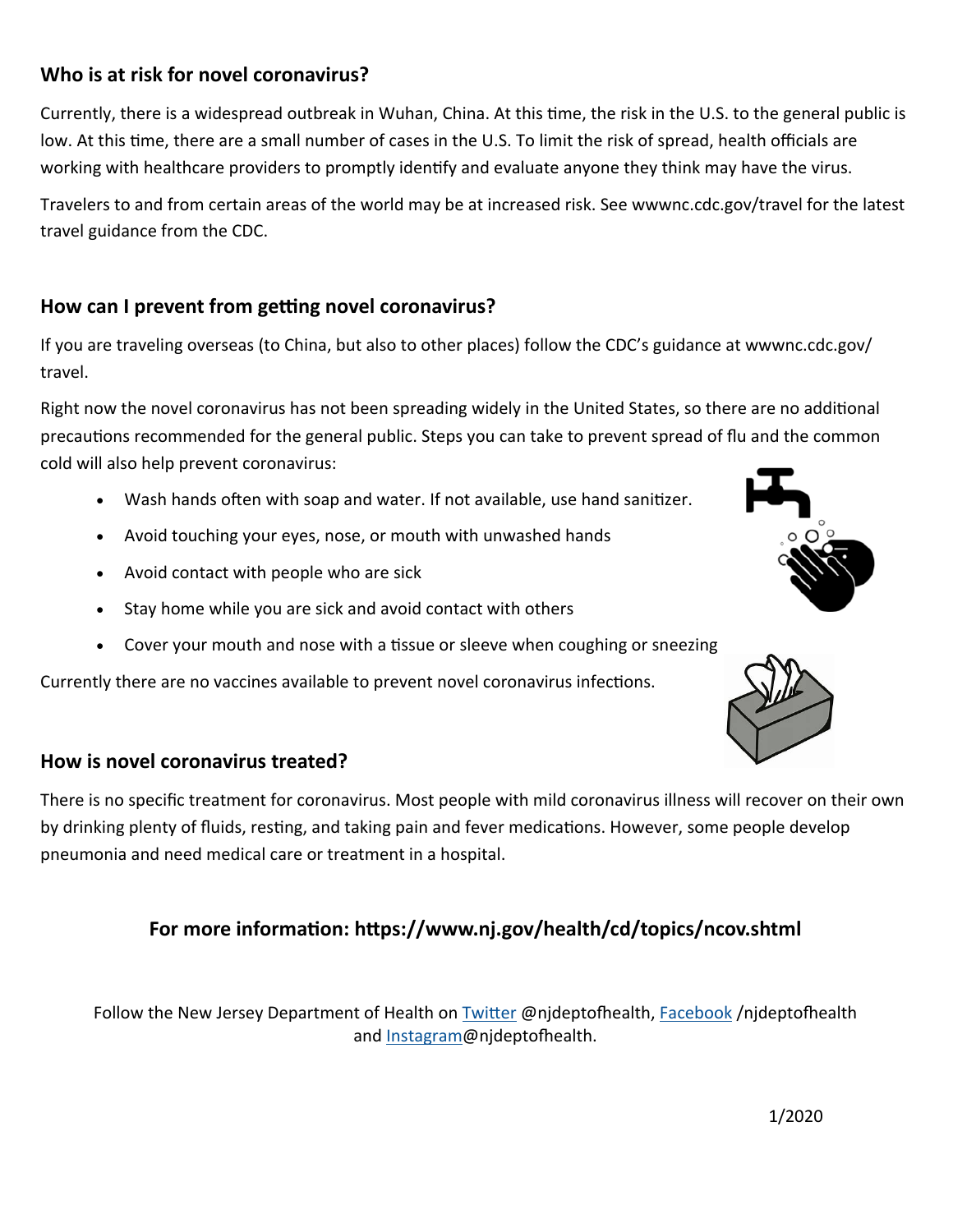## Who is at risk for novel coronavirus?

Currently, there is a widespread outbreak in Wuhan, China. At this time, the risk in the U.S. to the general public is low. At this time, there are a small number of cases in the U.S. To limit the risk of spread, health officials are working with healthcare providers to promptly identify and evaluate anyone they think may have the virus.

Travelers to and from certain areas of the world may be at increased risk. See wwwnc.cdc.gov/travel for the latest travel guidance from the CDC.

## How can I prevent from getting novel coronavirus?

If you are traveling overseas (to China, but also to other places) follow the CDC's guidance at wwwnc.cdc.gov/travel.

Right now the novel coronavirus has not been spreading widely in the United States, so there are no additional precautions recommended for the general public. Steps you can take to prevent spread of flu and the common cold will also help prevent coronavirus:

- Wash hands often with soap and water. If not available, use hand sanitizer.
- Avoid touching your eyes, nose, or mouth with unwashed hands
- Avoid contact with people who are sick
- Stay home while you are sick and avoid contact with others
- Cover your mouth and nose with a tissue or sleeve when coughing or sneezing

Currently there are no vaccines available to prevent novel coronavirus infections.

## How is novel coronavirus treated?

There is no specific treatment for coronavirus. Most people with mild coronavirus illness will recover on their own by drinking plenty of fluids, resting, and taking pain and fever medications. However, some people develop pneumonia and need medical care or treatment in a hospital.

**For more information: https://www.nj.gov/health/cd/topics/ncov.shtml**

Follow the New Jersey Department of Health on Twitter @njdeptofhealth, Facebook /njdeptofhealth and Instagram@njdeptofhealth.

1/2020